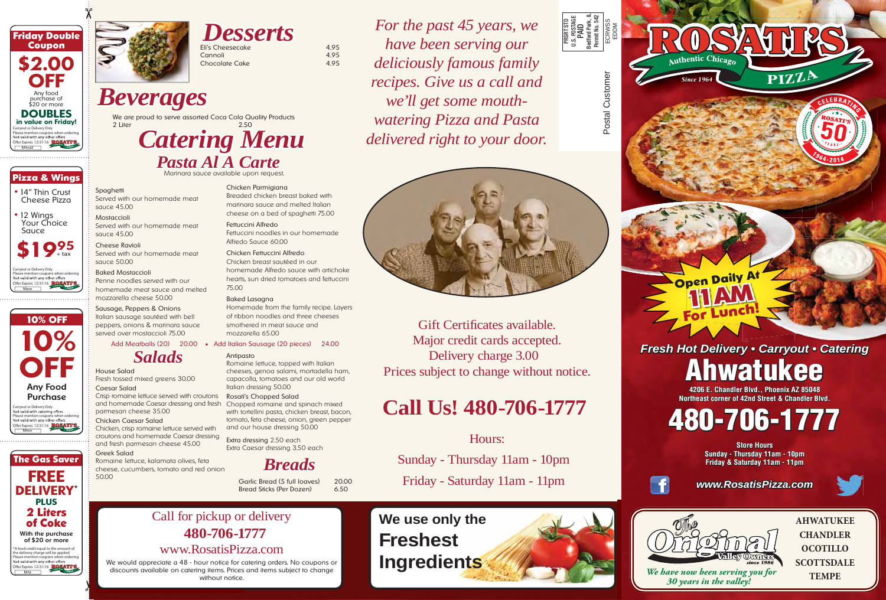## Friday Double Coupon

**$2.00 OFF**

Any food purchase of $20 or more

**DOUBLES in value on Friday!**

Carryout or Delivery Only
Please mention coupons when ordering
Not valid with any other offers
Offer Expires 12/31/16 ROSATI'S

Mfirst2

## Pizza & Wings

- 14" Thin Crust Cheese Pizza
- 12 Wings Your Choice Sauce

**$19.95 + tax**

Carryout or Delivery Only
Please mention coupons when ordering
Not valid with any other offers
Offer Expires 12/31/16 ROSATI'S

Mpw

## 10% OFF

**10% OFF**

**Any Food Purchase**

Carryout or Delivery Only
Not valid with catering offers
Please mention coupons when ordering
Not valid with any other offers
Offer Expires 12/31/16 ROSATI'S

Mten

## The Gas Saver

**FREE DELIVERY*** **PLUS 2 Liters of Coke**

With the purchase of $20 or more

*A food credit equal to the amount of the delivery charge will be applied
Please mention coupons when ordering
Not valid with any other offers
Offer Expires 12/31/16 ROSATI'S

Mfd

# Desserts

| | |
|---|---|
| Eli's Cheesecake | 4.95 |
| Cannoli | 4.95 |
| Chocolate Cake | 4.95 |

# Beverages

We are proud to serve assorted Coca Cola Quality Products

2 Liter 2.50

# Catering Menu

## Pasta Al A Carte

Marinara sauce available upon request.

**Spaghetti**
Served with our homemade meat sauce 45.00

**Mostaccioli**
Served with our homemade meat sauce 45.00

**Cheese Ravioli**
Served with our homemade meat sauce 50.00

**Baked Mostaccioli**
Penne noodles served with our homemade meat sauce and melted mozzarella cheese 50.00

**Sausage, Peppers & Onions**
Italian sausage sautéed with bell peppers, onions & marinara sauce served over mostaccioli 75.00

**Chicken Parmigiana**
Breaded chicken breast baked with marinara sauce and melted Italian cheese on a bed of spaghetti 75.00

**Fettuccini Alfredo**
Fettuccini noodles in our homemade Alfredo Sauce 60.00

**Chicken Fettuccini Alfredo**
Chicken breast sautéed in our homemade Alfredo sauce with artichoke hearts, sun dried tomatoes and fettuccini 75.00

**Baked Lasagna**
Homemade from the family recipe. Layers of ribbon noodles and three cheeses smothered in meat sauce and mozzarella 65.00

Add Meatballs (20) 20.00 • Add Italian Sausage (20 pieces) 24.00

## Salads

**House Salad**
Fresh tossed mixed greens 30.00

**Caesar Salad**
Crisp romaine lettuce served with croutons and homemade Caesar dressing and fresh parmesan cheese 35.00

**Chicken Caesar Salad**
Chicken, crisp romaine lettuce served with croutons and homemade Caesar dressing and fresh parmesan cheese 45.00

**Greek Salad**
Romaine lettuce, kalamata olives, feta cheese, cucumbers, tomato and red onion 50.00

**Antipasto**
Romaine lettuce, topped with Italian cheeses, genoa salami, mortadella ham, capacolla, tomatoes and our old world Italian dressing 50.00

**Rosati's Chopped Salad**
Chopped romaine and spinach mixed with tortellini pasta, chicken breast, bacon, tomato, feta cheese, onion, green pepper and our house dressing 50.00

Extra dressing 2.50 each
Extra Caesar dressing 3.50 each

## Breads

| | |
|---|---|
| Garlic Bread (5 full loaves) | 20.00 |
| Bread Sticks (Per Dozen) | 6.50 |

Call for pickup or delivery
**480-706-1777**
www.RosatisPizza.com

We would appreciate a 48 - hour notice for catering orders. No coupons or discounts available on catering items. Prices and items subject to change without notice.

*For the past 45 years, we have been serving our deliciously famous family recipes. Give us a call and we'll get some mouth-watering Pizza and Pasta delivered right to your door.*

PRSRT STD
U.S. POSTAGE
PAID
Bedford Park, IL
Permit No. 542

ECRWSS
EDDM

Postal Customer

Gift Certificates available.
Major credit cards accepted.
Delivery charge 3.00
Prices subject to change without notice.

# Call Us! 480-706-1777

Hours:
Sunday - Thursday 11am - 10pm
Friday - Saturday 11am - 11pm

**We use only the Freshest Ingredients**

# ROSATI'S
Authentic Chicago PIZZA
Since 1964

Celebrating ROSATI'S 50 Years 1964-2014

Open Daily At 11AM For Lunch!

*Fresh Hot Delivery • Carryout • Catering*

# Ahwatukee

**4206 E. Chandler Blvd., Phoenix AZ 85048**
**Northeast corner of 42nd Street & Chandler Blvd.**

# 480-706-1777

**Store Hours**
**Sunday - Thursday 11am - 10pm**
**Friday & Saturday 11am - 11pm**

*www.RosatisPizza.com*

The Original Valley Owners since 1986

*We have now been serving you for 30 years in the valley!*

AHWATUKEE
CHANDLER
OCOTILLO
SCOTTSDALE
TEMPE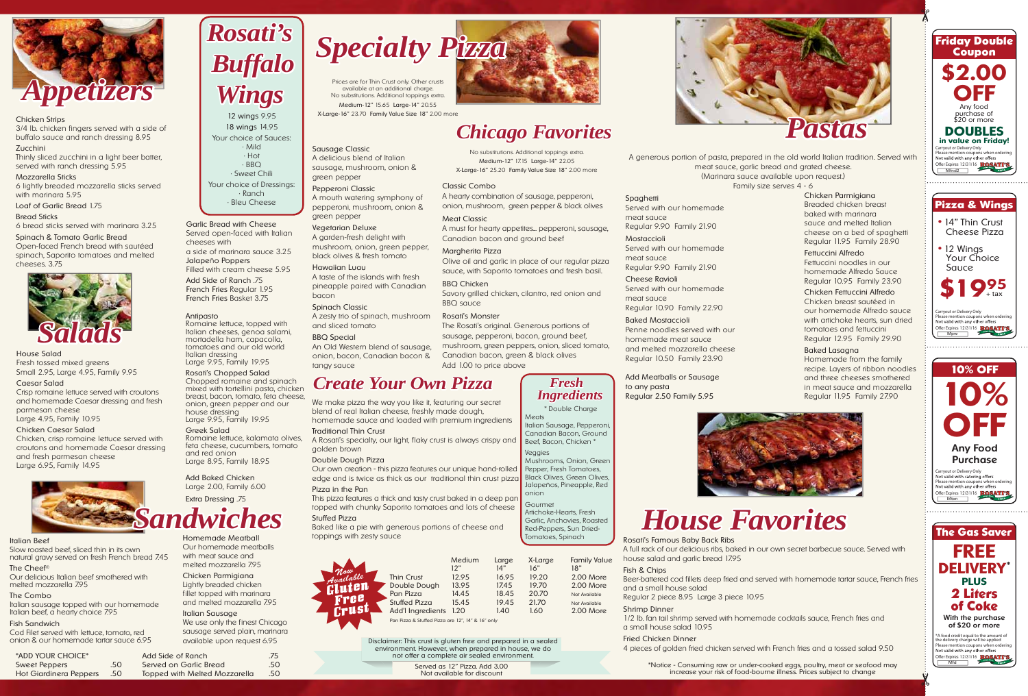# Appetizers

Chicken Strips
3/4 lb. chicken fingers served with a side of buffalo sauce and ranch dressing 8.95

Zucchini
Thinly sliced zucchini in a light beer batter, served with ranch dressing 5.95

Mozzarella Sticks
6 lightly breaded mozzarella sticks served with marinara 5.95

Loaf of Garlic Bread 1.75

Bread Sticks
6 bread sticks served with marinara 3.25

Spinach & Tomato Garlic Bread
Open-faced French bread with sautéed spinach, Saporito tomatoes and melted cheeses. 3.75

Garlic Bread with Cheese
Served open-faced with Italian cheeses with a side of marinara sauce 3.25

Jalapeño Poppers
Filled with cream cheese 5.95

Add Side of Ranch .75

French Fries Regular 1.95

French Fries Basket 3.75

# Rosati's Buffalo Wings

12 wings 9.95
18 wings 14.95

Your choice of Sauces:
- Mild
- Hot
- BBQ
- Sweet Chili

Your choice of Dressings:
- Ranch
- Bleu Cheese

# Salads

House Salad
Fresh tossed mixed greens
Small 2.95, Large 4.95, Family 9.95

Caesar Salad
Crisp romaine lettuce served with croutons and homemade Caesar dressing and fresh parmesan cheese
Large 4.95, Family 10.95

Chicken Caesar Salad
Chicken, crisp romaine lettuce served with croutons and homemade Caesar dressing and fresh parmesan cheese
Large 6.95, Family 14.95

Antipasto
Romaine lettuce, topped with Italian cheeses, genoa salami, mortadella ham, capacolla, tomatoes and our old world Italian dressing
Large 9.95, Family 19.95

Rosati's Chopped Salad
Chopped romaine and spinach mixed with tortellini pasta, chicken breast, bacon, tomato, feta cheese, onion, green pepper and our house dressing
Large 9.95, Family 19.95

Greek Salad
Romaine lettuce, kalamata olives, feta cheese, cucumbers, tomato and red onion
Large 8.95, Family 18.95

Add Baked Chicken
Large 2.00, Family 6.00

Extra Dressing .75

# Sandwiches

Italian Beef
Slow roasted beef, sliced thin in its own natural gravy served on fresh French bread 7.45

The Cheef®
Our delicious Italian beef smothered with melted mozzarella 7.95

The Combo
Italian sausage topped with our homemade Italian beef, a hearty choice 7.95

Fish Sandwich
Cod Filet served with lettuce, tomato, red onion & our homemade tartar sauce 6.95

Homemade Meatball
Our homemade meatballs with meat sauce and melted mozzarella 7.95

Chicken Parmigiana
Lightly breaded chicken fillet topped with marinara and melted mozzarella 7.95

Italian Sausage
We use only the finest Chicago sausage served plain, marinara available upon request 6.95

| | | | |
|---|---|---|---|
| *ADD YOUR CHOICE* | | Add Side of Ranch | .75 |
| Sweet Peppers | .50 | Served on Garlic Bread | .50 |
| Hot Giardinera Peppers | .50 | Topped with Melted Mozzarella | .50 |

# Specialty Pizza

Prices are for Thin Crust only. Other crusts available at an additional charge. No substitutions. Additional toppings extra.
Medium-12" 15.65 Large-14" 20.55
X-Large-16" 23.70 Family Value Size 18" 2.00 more

Sausage Classic
A delicious blend of Italian sausage, mushroom, onion & green pepper

Pepperoni Classic
A mouth watering symphony of pepperoni, mushroom, onion & green pepper

Vegetarian Deluxe
A garden-fresh delight with mushroom, onion, green pepper, black olives & fresh tomato

Hawaiian Luau
A taste of the islands with fresh pineapple paired with Canadian bacon

Spinach Classic
A zesty trio of spinach, mushroom and sliced tomato

BBQ Special
An Old Western blend of sausage, onion, bacon, Canadian bacon & tangy sauce

# Chicago Favorites

No substitutions. Additional toppings extra.
Medium-12" 17.15 Large-14" 22.05
X-Large-16" 25.20 Family Value Size 18" 2.00 more

Classic Combo
A hearty combination of sausage, pepperoni, onion, mushroom, green pepper & black olives

Meat Classic
A must for hearty appetites... pepperoni, sausage, Canadian bacon and ground beef

Margherita Pizza
Olive oil and garlic in place of our regular pizza sauce, with Saporito tomatoes and fresh basil.

BBQ Chicken
Savory grilled chicken, cilantro, red onion and BBQ sauce

Rosati's Monster
The Rosati's original. Generous portions of sausage, pepperoni, bacon, ground beef, mushroom, green peppers, onion, sliced tomato, Canadian bacon, green & black olives
Add 1.00 to price above

# Create Your Own Pizza

We make pizza the way you like it, featuring our secret blend of real Italian cheese, freshly made dough, homemade sauce and loaded with premium ingredients

Traditional Thin Crust
A Rosati's specialty, our light, flaky crust is always crispy and golden brown

Double Dough Pizza
Our own creation - this pizza features our unique hand-rolled edge and is twice as thick as our traditional thin crust pizza

Pizza in the Pan
This pizza features a thick and tasty crust baked in a deep pan topped with chunky Saporito tomatoes and lots of cheese

Stuffed Pizza
Baked like a pie with generous portions of cheese and toppings with zesty sauce

## Fresh Ingredients

* Double Charge

Meats
Italian Sausage, Pepperoni, Canadian Bacon, Ground Beef, Bacon, Chicken *

Veggies
Mushrooms, Onion, Green Pepper, Fresh Tomatoes, Black Olives, Green Olives, Jalapeños, Pineapple, Red onion

Gourmet
Artichoke-Hearts, Fresh Garlic, Anchovies, Roasted Red-Peppers, Sun Dried-Tomatoes, Spinach

| | Medium 12" | Large 14" | X-Large 16" | Family Value 18" |
|---|---|---|---|---|
| Thin Crust | 12.95 | 16.95 | 19.20 | 2.00 More |
| Double Dough | 13.95 | 17.45 | 19.70 | 2.00 More |
| Pan Pizza | 14.45 | 18.45 | 20.70 | Not Available |
| Stuffed Pizza | 15.45 | 19.45 | 21.70 | Not Available |
| Add'l Ingredients | 1.20 | 1.40 | 1.60 | 2.00 More |

Pan Pizza & Stuffed Pizza are 12", 14" & 16" only

Now Available Gluten Free Crust

Disclaimer: This crust is gluten free and prepared in a sealed environment. However, when prepared in house, we do not offer a complete air sealed environment.

Served as 12" Pizza. Add 3.00
Not available for discount

# Pastas

A generous portion of pasta, prepared in the old world Italian tradition. Served with meat sauce, garlic bread and grated cheese.
(Marinara sauce available upon request.)
Family size serves 4 - 6

Spaghetti
Served with our homemade meat sauce
Regular 9.90 Family 21.90

Mostaccioli
Served with our homemade meat sauce
Regular 9.90 Family 21.90

Cheese Ravioli
Served with our homemade meat sauce
Regular 10.90 Family 22.90

Baked Mostaccioli
Penne noodles served with our homemade meat sauce and melted mozzarella cheese
Regular 10.50 Family 23.90

Add Meatballs or Sausage to any pasta
Regular 2.50 Family 5.95

Chicken Parmigiana
Breaded chicken breast baked with marinara sauce and melted Italian cheese on a bed of spaghetti
Regular 11.95 Family 28.90

Fettuccini Alfredo
Fettuccini noodles in our homemade Alfredo Sauce
Regular 10.95 Family 23.90

Chicken Fettuccini Alfredo
Chicken breast sautéed in our homemade Alfredo sauce with artichoke hearts, sun dried tomatoes and fettuccini
Regular 12.95 Family 29.90

Baked Lasagna
Homemade from the family recipe. Layers of ribbon noodles and three cheeses smothered in meat sauce and mozzarella
Regular 11.95 Family 27.90

# House Favorites

Rosati's Famous Baby Back Ribs
A full rack of our delicious ribs, baked in our own secret barbecue sauce. Served with house salad and garlic bread 17.95

Fish & Chips
Beer-battered cod fillets deep fried and served with homemade tartar sauce, French fries and a small house salad
Regular 2 piece 8.95 Large 3 piece 10.95

Shrimp Dinner
1/2 lb. fan tail shrimp served with homemade cocktails sauce, French fries and a small house salad 10.95

Fried Chicken Dinner
4 pieces of golden fried chicken served with French fries and a tossed salad 9.50

*Notice - Consuming raw or under-cooked eggs, poultry, meat or seafood may increase your risk of food-borne illness. Prices subject to change

## Friday Double Coupon

$2.00 OFF
Any food purchase of $20 or more
DOUBLES in value on Friday!
Carryout or Delivery Only
Please mention coupons when ordering
Not valid with any other offers
Offer Expires 12/31/16 ROSATI'S
Mfrd2

## Pizza & Wings

- 14" Thin Crust Cheese Pizza
- 12 Wings Your Choice Sauce

$19.95 + tax
Carryout or Delivery Only
Please mention coupons when ordering
Not valid with any other offers
Offer Expires 12/31/16 ROSATI'S
Mpw

## 10% OFF

10% OFF
Any Food Purchase
Carryout or Delivery Only
Not valid with catering offers
Please mention coupons when ordering
Not valid with any other offers
Offer Expires 12/31/16 ROSATI'S
M1en

## The Gas Saver

FREE DELIVERY*
PLUS
2 Liters of Coke
With the purchase of $20 or more
*A food credit equal to the amount of the delivery charge will be applied
Please mention coupons when ordering
Not valid with any other offers
Offer Expires 12/31/16 ROSATI'S
Mfd